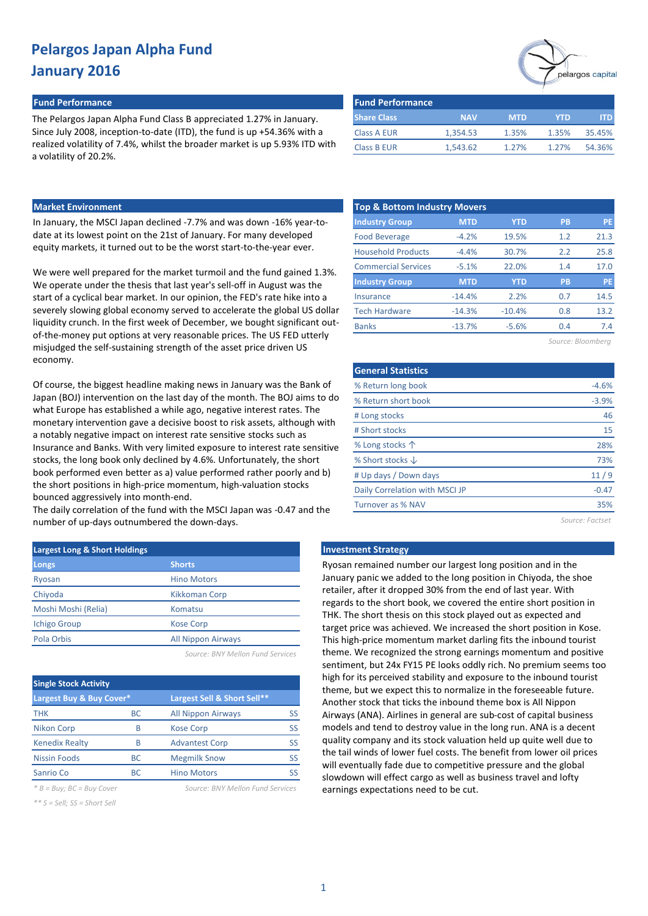# Pelargos Japan Alpha Fund
# January 2016

## Fund Performance

The Pelargos Japan Alpha Fund Class B appreciated 1.27% in January. Since July 2008, inception-to-date (ITD), the fund is up +54.36% with a realized volatility of 7.4%, whilst the broader market is up 5.93% ITD with a volatility of 20.2%.

| Share Class | NAV | MTD | YTD | ITD |
|---|---|---|---|---|
| Class A EUR | 1,354.53 | 1.35% | 1.35% | 35.45% |
| Class B EUR | 1,543.62 | 1.27% | 1.27% | 54.36% |

## Market Environment

In January, the MSCI Japan declined -7.7% and was down -16% year-to-date at its lowest point on the 21st of January. For many developed equity markets, it turned out to be the worst start-to-the-year ever.

We were well prepared for the market turmoil and the fund gained 1.3%. We operate under the thesis that last year's sell-off in August was the start of a cyclical bear market. In our opinion, the FED's rate hike into a severely slowing global economy served to accelerate the global US dollar liquidity crunch. In the first week of December, we bought significant out-of-the-money put options at very reasonable prices. The US FED utterly misjudged the self-sustaining strength of the asset price driven US economy.

Of course, the biggest headline making news in January was the Bank of Japan (BOJ) intervention on the last day of the month. The BOJ aims to do what Europe has established a while ago, negative interest rates. The monetary intervention gave a decisive boost to risk assets, although with a notably negative impact on interest rate sensitive stocks such as Insurance and Banks. With very limited exposure to interest rate sensitive stocks, the long book only declined by 4.6%. Unfortunately, the short book performed even better as a) value performed rather poorly and b) the short positions in high-price momentum, high-valuation stocks bounced aggressively into month-end.
The daily correlation of the fund with the MSCI Japan was -0.47 and the number of up-days outnumbered the down-days.

## Top & Bottom Industry Movers

| Industry Group | MTD | YTD | PB | PE |
|---|---|---|---|---|
| Food Beverage | -4.2% | 19.5% | 1.2 | 21.3 |
| Household Products | -4.4% | 30.7% | 2.2 | 25.8 |
| Commercial Services | -5.1% | 22.0% | 1.4 | 17.0 |
| **Industry Group** | **MTD** | **YTD** | **PB** | **PE** |
| Insurance | -14.4% | 2.2% | 0.7 | 14.5 |
| Tech Hardware | -14.3% | -10.4% | 0.8 | 13.2 |
| Banks | -13.7% | -5.6% | 0.4 | 7.4 |

*Source: Bloomberg*

## General Statistics

| | |
|---|---|
| % Return long book | -4.6% |
| % Return short book | -3.9% |
| # Long stocks | 46 |
| # Short stocks | 15 |
| % Long stocks ↑ | 28% |
| % Short stocks ↓ | 73% |
| # Up days / Down days | 11 / 9 |
| Daily Correlation with MSCI JP | -0.47 |
| Turnover as % NAV | 35% |

*Source: Factset*

## Largest Long & Short Holdings

| Longs | Shorts |
|---|---|
| Ryosan | Hino Motors |
| Chiyoda | Kikkoman Corp |
| Moshi Moshi (Relia) | Komatsu |
| Ichigo Group | Kose Corp |
| Pola Orbis | All Nippon Airways |

*Source: BNY Mellon Fund Services*

## Single Stock Activity

| Largest Buy & Buy Cover* | | Largest Sell & Short Sell** | |
|---|---|---|---|
| THK | BC | All Nippon Airways | SS |
| Nikon Corp | B | Kose Corp | SS |
| Kenedix Realty | B | Advantest Corp | SS |
| Nissin Foods | BC | Megmilk Snow | SS |
| Sanrio Co | BC | Hino Motors | SS |

*\* B = Buy; BC = Buy Cover*

*\*\* S = Sell; SS = Short Sell*

*Source: BNY Mellon Fund Services*

## Investment Strategy

Ryosan remained number our largest long position and in the January panic we added to the long position in Chiyoda, the shoe retailer, after it dropped 30% from the end of last year. With regards to the short book, we covered the entire short position in THK. The short thesis on this stock played out as expected and target price was achieved. We increased the short position in Kose. This high-price momentum market darling fits the inbound tourist theme. We recognized the strong earnings momentum and positive sentiment, but 24x FY15 PE looks oddly rich. No premium seems too high for its perceived stability and exposure to the inbound tourist theme, but we expect this to normalize in the foreseeable future. Another stock that ticks the inbound theme box is All Nippon Airways (ANA). Airlines in general are sub-cost of capital business models and tend to destroy value in the long run. ANA is a decent quality company and its stock valuation held up quite well due to the tail winds of lower fuel costs. The benefit from lower oil prices will eventually fade due to competitive pressure and the global slowdown will effect cargo as well as business travel and lofty earnings expectations need to be cut.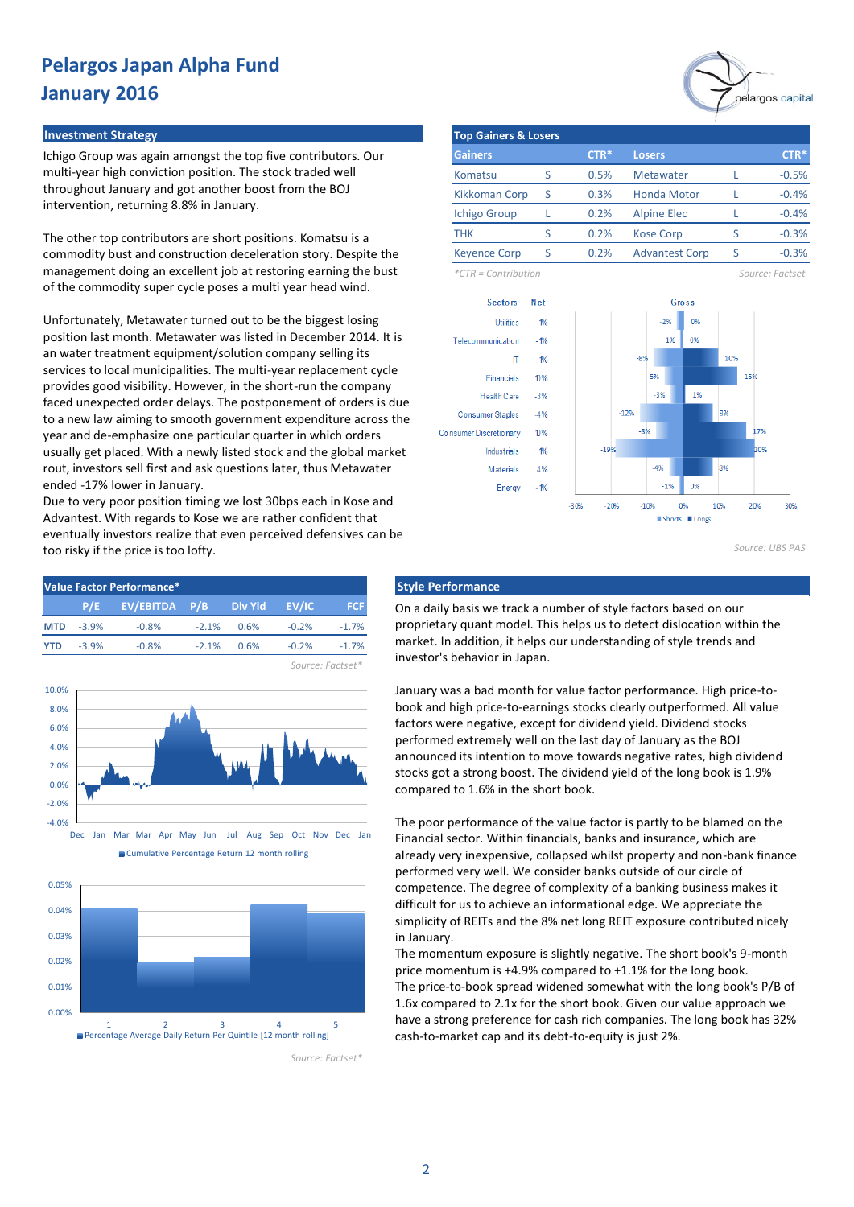# Pelargos Japan Alpha Fund
# January 2016

## Investment Strategy

Ichigo Group was again amongst the top five contributors. Our multi-year high conviction position. The stock traded well throughout January and got another boost from the BOJ intervention, returning 8.8% in January.

The other top contributors are short positions. Komatsu is a commodity bust and construction deceleration story. Despite the management doing an excellent job at restoring earning the bust of the commodity super cycle poses a multi year head wind.

Unfortunately, Metawater turned out to be the biggest losing position last month. Metawater was listed in December 2014. It is an water treatment equipment/solution company selling its services to local municipalities. The multi-year replacement cycle provides good visibility. However, in the short-run the company faced unexpected order delays. The postponement of orders is due to a new law aiming to smooth government expenditure across the year and de-emphasize one particular quarter in which orders usually get placed. With a newly listed stock and the global market rout, investors sell first and ask questions later, thus Metawater ended -17% lower in January.
Due to very poor position timing we lost 30bps each in Kose and Advantest. With regards to Kose we are rather confident that eventually investors realize that even perceived defensives can be too risky if the price is too lofty.

## Top Gainers & Losers

| Gainers | | CTR* | Losers | | CTR* |
|---|---|---|---|---|---|
| Komatsu | S | 0.5% | Metawater | L | -0.5% |
| Kikkoman Corp | S | 0.3% | Honda Motor | L | -0.4% |
| Ichigo Group | L | 0.2% | Alpine Elec | L | -0.4% |
| THK | S | 0.2% | Kose Corp | S | -0.3% |
| Keyence Corp | S | 0.2% | Advantest Corp | S | -0.3% |

*CTR = Contribution

*Source: Factset*

| Sectors | Net | Gross Shorts | Gross Longs |
|---|---|---|---|
| Utilities | -1% | -2% | 0% |
| Telecommunication | -1% | -1% | 0% |
| IT | 1% | -8% | 10% |
| Financials | 10% | -5% | 15% |
| Health Care | -3% | -3% | 1% |
| Consumer Staples | -4% | -12% | 8% |
| Consumer Discretionary | 10% | -8% | 17% |
| Industrials | 1% | -19% | 20% |
| Materials | 4% | -4% | 8% |
| Energy | -1% | -1% | 0% |

*Source: UBS PAS*

## Value Factor Performance*

| | P/E | EV/EBITDA | P/B | Div Yld | EV/IC | FCF |
|---|---|---|---|---|---|---|
| **MTD** | -3.9% | -0.8% | -2.1% | 0.6% | -0.2% | -1.7% |
| **YTD** | -3.9% | -0.8% | -2.1% | 0.6% | -0.2% | -1.7% |

*Source: Factset*

Cumulative Percentage Return 12 month rolling

Percentage Average Daily Return Per Quintile [12 month rolling]

*Source: Factset*

## Style Performance

On a daily basis we track a number of style factors based on our proprietary quant model. This helps us to detect dislocation within the market. In addition, it helps our understanding of style trends and investor's behavior in Japan.

January was a bad month for value factor performance. High price-to-book and high price-to-earnings stocks clearly outperformed. All value factors were negative, except for dividend yield. Dividend stocks performed extremely well on the last day of January as the BOJ announced its intention to move towards negative rates, high dividend stocks got a strong boost. The dividend yield of the long book is 1.9% compared to 1.6% in the short book.

The poor performance of the value factor is partly to be blamed on the Financial sector. Within financials, banks and insurance, which are already very inexpensive, collapsed whilst property and non-bank finance performed very well. We consider banks outside of our circle of competence. The degree of complexity of a banking business makes it difficult for us to achieve an informational edge. We appreciate the simplicity of REITs and the 8% net long REIT exposure contributed nicely in January.
The momentum exposure is slightly negative. The short book's 9-month price momentum is +4.9% compared to +1.1% for the long book.
The price-to-book spread widened somewhat with the long book's P/B of 1.6x compared to 2.1x for the short book. Given our value approach we have a strong preference for cash rich companies. The long book has 32% cash-to-market cap and its debt-to-equity is just 2%.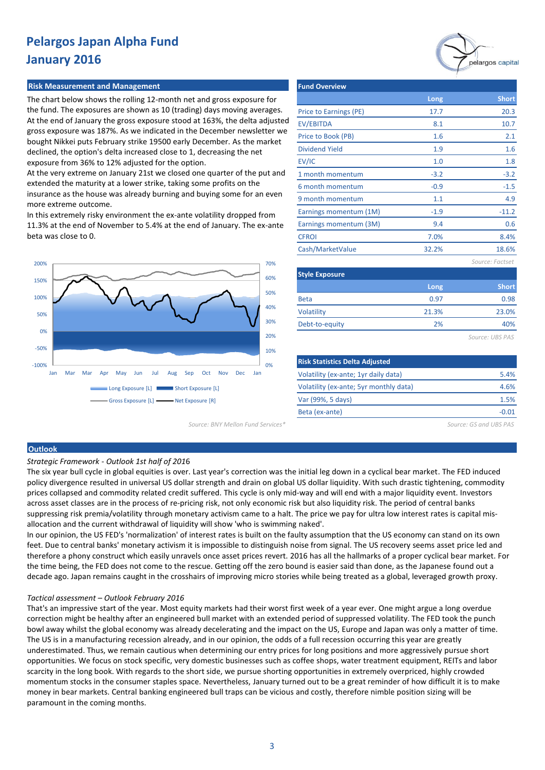# Pelargos Japan Alpha Fund
# January 2016

## Risk Measurement and Management

The chart below shows the rolling 12-month net and gross exposure for the fund. The exposures are shown as 10 (trading) days moving averages. At the end of January the gross exposure stood at 163%, the delta adjusted gross exposure was 187%. As we indicated in the December newsletter we bought Nikkei puts February strike 19500 early December. As the market declined, the option's delta increased close to 1, decreasing the net exposure from 36% to 12% adjusted for the option.

At the very extreme on January 21st we closed one quarter of the put and extended the maturity at a lower strike, taking some profits on the insurance as the house was already burning and buying some for an even more extreme outcome.

In this extremely risky environment the ex-ante volatility dropped from 11.3% at the end of November to 5.4% at the end of January. The ex-ante beta was close to 0.

Long Exposure [L] | Short Exposure [L] | Gross Exposure [L] | Net Exposure [R]

Source: BNY Mellon Fund Services*

## Fund Overview

| | Long | Short |
|---|---|---|
| Price to Earnings (PE) | 17.7 | 20.3 |
| EV/EBITDA | 8.1 | 10.7 |
| Price to Book (PB) | 1.6 | 2.1 |
| Dividend Yield | 1.9 | 1.6 |
| EV/IC | 1.0 | 1.8 |
| 1 month momentum | -3.2 | -3.2 |
| 6 month momentum | -0.9 | -1.5 |
| 9 month momentum | 1.1 | 4.9 |
| Earnings momentum (1M) | -1.9 | -11.2 |
| Earnings momentum (3M) | 9.4 | 0.6 |
| CFROI | 7.0% | 8.4% |
| Cash/MarketValue | 32.2% | 18.6% |

*Source: Factset*

## Style Exposure

| | Long | Short |
|---|---|---|
| Beta | 0.97 | 0.98 |
| Volatility | 21.3% | 23.0% |
| Debt-to-equity | 2% | 40% |

*Source: UBS PAS*

## Risk Statistics Delta Adjusted

| | |
|---|---|
| Volatility (ex-ante; 1yr daily data) | 5.4% |
| Volatility (ex-ante; 5yr monthly data) | 4.6% |
| Var (99%, 5 days) | 1.5% |
| Beta (ex-ante) | -0.01 |

*Source: GS and UBS PAS*

## Outlook

*Strategic Framework - Outlook 1st half of 2016*

The six year bull cycle in global equities is over. Last year's correction was the initial leg down in a cyclical bear market. The FED induced policy divergence resulted in universal US dollar strength and drain on global US dollar liquidity. With such drastic tightening, commodity prices collapsed and commodity related credit suffered. This cycle is only mid-way and will end with a major liquidity event. Investors across asset classes are in the process of re-pricing risk, not only economic risk but also liquidity risk. The period of central banks suppressing risk premia/volatility through monetary activism came to a halt. The price we pay for ultra low interest rates is capital mis-allocation and the current withdrawal of liquidity will show 'who is swimming naked'.

In our opinion, the US FED's 'normalization' of interest rates is built on the faulty assumption that the US economy can stand on its own feet. Due to central banks' monetary activism it is impossible to distinguish noise from signal. The US recovery seems asset price led and therefore a phony construct which easily unravels once asset prices revert. 2016 has all the hallmarks of a proper cyclical bear market. For the time being, the FED does not come to the rescue. Getting off the zero bound is easier said than done, as the Japanese found out a decade ago. Japan remains caught in the crosshairs of improving micro stories while being treated as a global, leveraged growth proxy.

*Tactical assessment – Outlook February 2016*

That's an impressive start of the year. Most equity markets had their worst first week of a year ever. One might argue a long overdue correction might be healthy after an engineered bull market with an extended period of suppressed volatility. The FED took the punch bowl away whilst the global economy was already decelerating and the impact on the US, Europe and Japan was only a matter of time. The US is in a manufacturing recession already, and in our opinion, the odds of a full recession occurring this year are greatly underestimated. Thus, we remain cautious when determining our entry prices for long positions and more aggressively pursue short opportunities. We focus on stock specific, very domestic businesses such as coffee shops, water treatment equipment, REITs and labor scarcity in the long book. With regards to the short side, we pursue shorting opportunities in extremely overpriced, highly crowded momentum stocks in the consumer staples space. Nevertheless, January turned out to be a great reminder of how difficult it is to make money in bear markets. Central banking engineered bull traps can be vicious and costly, therefore nimble position sizing will be paramount in the coming months.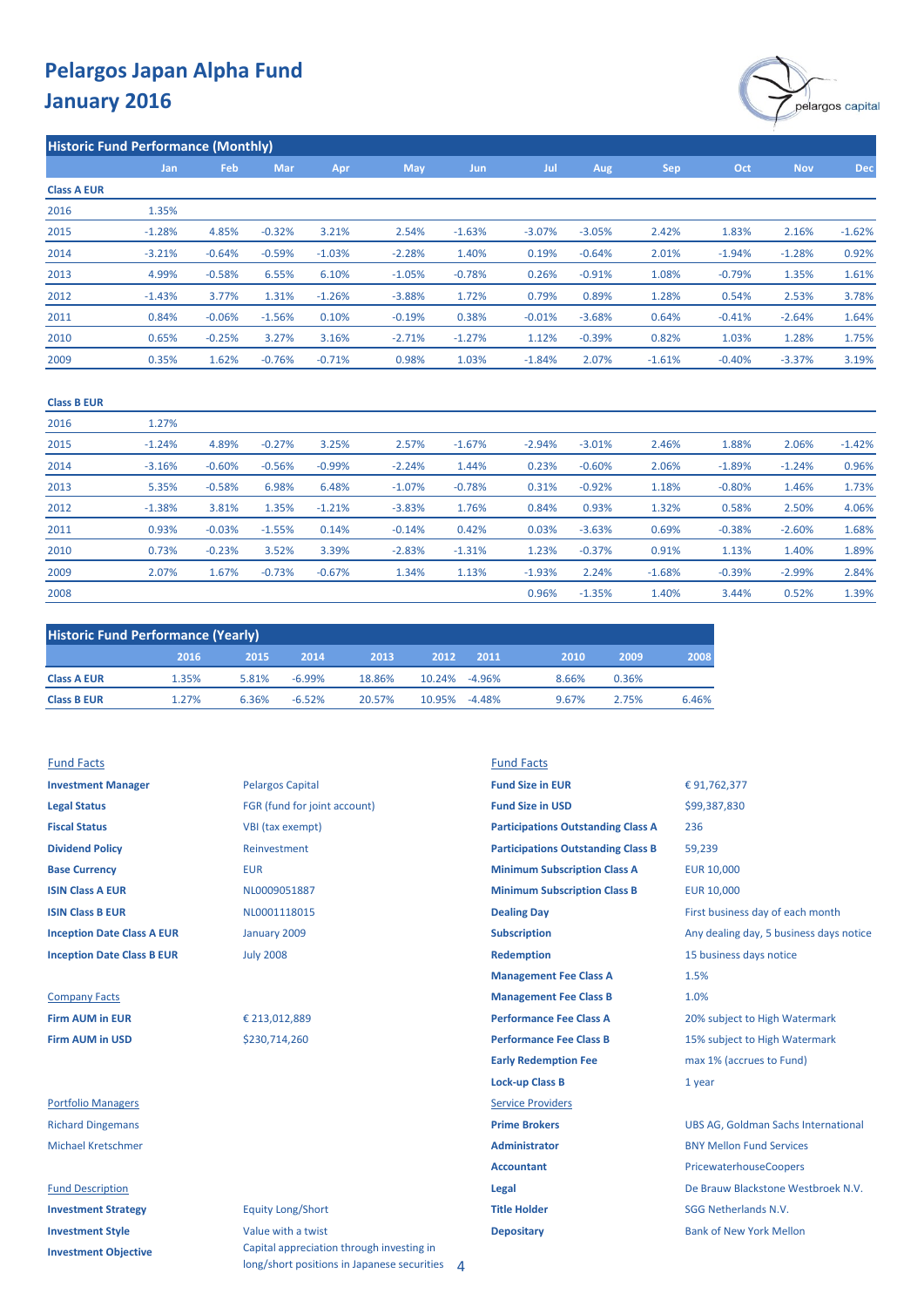# Pelargos Japan Alpha Fund
# January 2016

## Historic Fund Performance (Monthly)

| | Jan | Feb | Mar | Apr | May | Jun | Jul | Aug | Sep | Oct | Nov | Dec |
|---|---|---|---|---|---|---|---|---|---|---|---|---|
| **Class A EUR** | | | | | | | | | | | | |
| 2016 | 1.35% | | | | | | | | | | | |
| 2015 | -1.28% | 4.85% | -0.32% | 3.21% | 2.54% | -1.63% | -3.07% | -3.05% | 2.42% | 1.83% | 2.16% | -1.62% |
| 2014 | -3.21% | -0.64% | -0.59% | -1.03% | -2.28% | 1.40% | 0.19% | -0.64% | 2.01% | -1.94% | -1.28% | 0.92% |
| 2013 | 4.99% | -0.58% | 6.55% | 6.10% | -1.05% | -0.78% | 0.26% | -0.91% | 1.08% | -0.79% | 1.35% | 1.61% |
| 2012 | -1.43% | 3.77% | 1.31% | -1.26% | -3.88% | 1.72% | 0.79% | 0.89% | 1.28% | 0.54% | 2.53% | 3.78% |
| 2011 | 0.84% | -0.06% | -1.56% | 0.10% | -0.19% | 0.38% | -0.01% | -3.68% | 0.64% | -0.41% | -2.64% | 1.64% |
| 2010 | 0.65% | -0.25% | 3.27% | 3.16% | -2.71% | -1.27% | 1.12% | -0.39% | 0.82% | 1.03% | 1.28% | 1.75% |
| 2009 | 0.35% | 1.62% | -0.76% | -0.71% | 0.98% | 1.03% | -1.84% | 2.07% | -1.61% | -0.40% | -3.37% | 3.19% |
| **Class B EUR** | | | | | | | | | | | | |
| 2016 | 1.27% | | | | | | | | | | | |
| 2015 | -1.24% | 4.89% | -0.27% | 3.25% | 2.57% | -1.67% | -2.94% | -3.01% | 2.46% | 1.88% | 2.06% | -1.42% |
| 2014 | -3.16% | -0.60% | -0.56% | -0.99% | -2.24% | 1.44% | 0.23% | -0.60% | 2.06% | -1.89% | -1.24% | 0.96% |
| 2013 | 5.35% | -0.58% | 6.98% | 6.48% | -1.07% | -0.78% | 0.31% | -0.92% | 1.18% | -0.80% | 1.46% | 1.73% |
| 2012 | -1.38% | 3.81% | 1.35% | -1.21% | -3.83% | 1.76% | 0.84% | 0.93% | 1.32% | 0.58% | 2.50% | 4.06% |
| 2011 | 0.93% | -0.03% | -1.55% | 0.14% | -0.14% | 0.42% | 0.03% | -3.63% | 0.69% | -0.38% | -2.60% | 1.68% |
| 2010 | 0.73% | -0.23% | 3.52% | 3.39% | -2.83% | -1.31% | 1.23% | -0.37% | 0.91% | 1.13% | 1.40% | 1.89% |
| 2009 | 2.07% | 1.67% | -0.73% | -0.67% | 1.34% | 1.13% | -1.93% | 2.24% | -1.68% | -0.39% | -2.99% | 2.84% |
| 2008 | | | | | | | 0.96% | -1.35% | 1.40% | 3.44% | 0.52% | 1.39% |

## Historic Fund Performance (Yearly)

| | 2016 | 2015 | 2014 | 2013 | 2012 | 2011 | 2010 | 2009 | 2008 |
|---|---|---|---|---|---|---|---|---|---|
| **Class A EUR** | 1.35% | 5.81% | -6.99% | 18.86% | 10.24% | -4.96% | 8.66% | 0.36% | |
| **Class B EUR** | 1.27% | 6.36% | -6.52% | 20.57% | 10.95% | -4.48% | 9.67% | 2.75% | 6.46% |

### Fund Facts

| | |
|---|---|
| **Investment Manager** | Pelargos Capital |
| **Legal Status** | FGR (fund for joint account) |
| **Fiscal Status** | VBI (tax exempt) |
| **Dividend Policy** | Reinvestment |
| **Base Currency** | EUR |
| **ISIN Class A EUR** | NL0009051887 |
| **ISIN Class B EUR** | NL0001118015 |
| **Inception Date Class A EUR** | January 2009 |
| **Inception Date Class B EUR** | July 2008 |

### Company Facts

| | |
|---|---|
| **Firm AUM in EUR** | € 213,012,889 |
| **Firm AUM in USD** | $230,714,260 |

### Portfolio Managers

Richard Dingemans

Michael Kretschmer

### Fund Description

| | |
|---|---|
| **Investment Strategy** | Equity Long/Short |
| **Investment Style** | Value with a twist |
| **Investment Objective** | Capital appreciation through investing in long/short positions in Japanese securities |

### Fund Facts

| | |
|---|---|
| **Fund Size in EUR** | € 91,762,377 |
| **Fund Size in USD** | $99,387,830 |
| **Participations Outstanding Class A** | 236 |
| **Participations Outstanding Class B** | 59,239 |
| **Minimum Subscription Class A** | EUR 10,000 |
| **Minimum Subscription Class B** | EUR 10,000 |
| **Dealing Day** | First business day of each month |
| **Subscription** | Any dealing day, 5 business days notice |
| **Redemption** | 15 business days notice |
| **Management Fee Class A** | 1.5% |
| **Management Fee Class B** | 1.0% |
| **Performance Fee Class A** | 20% subject to High Watermark |
| **Performance Fee Class B** | 15% subject to High Watermark |
| **Early Redemption Fee** | max 1% (accrues to Fund) |
| **Lock-up Class B** | 1 year |

### Service Providers

| | |
|---|---|
| **Prime Brokers** | UBS AG, Goldman Sachs International |
| **Administrator** | BNY Mellon Fund Services |
| **Accountant** | PricewaterhouseCoopers |
| **Legal** | De Brauw Blackstone Westbroek N.V. |
| **Title Holder** | SGG Netherlands N.V. |
| **Depositary** | Bank of New York Mellon |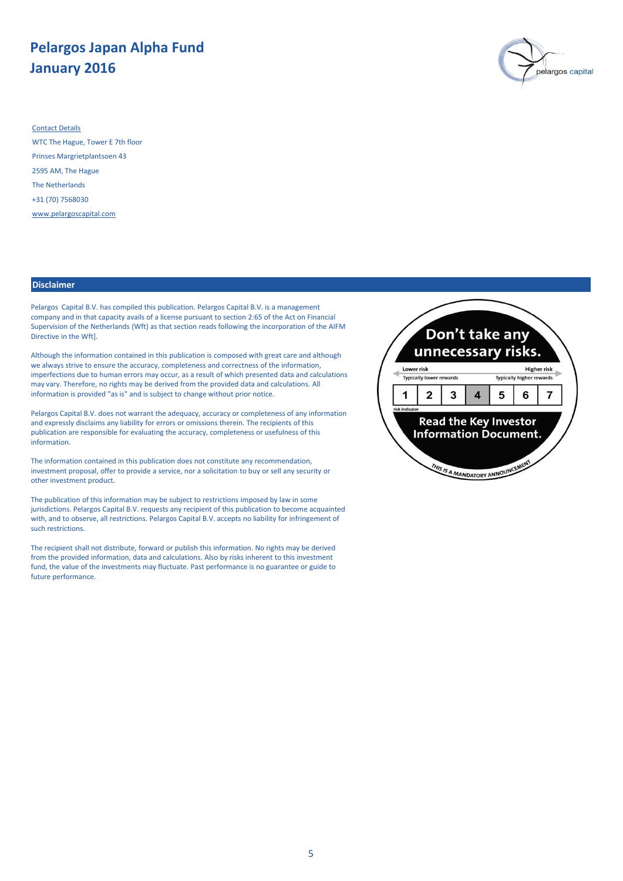# Pelargos Japan Alpha Fund
# January 2016

Contact Details
WTC The Hague, Tower E 7th floor
Princes Margrietplantsoen 43
2595 AM, The Hague
The Netherlands
+31 (70) 7568030
www.pelargoscapital.com

## Disclaimer

Pelargos Capital B.V. has compiled this publication. Pelargos Capital B.V. is a management company and in that capacity avails of a license pursuant to section 2:65 of the Act on Financial Supervision of the Netherlands (Wft) as that section reads following the incorporation of the AIFM Directive in the Wft].

Although the information contained in this publication is composed with great care and although we always strive to ensure the accuracy, completeness and correctness of the information, imperfections due to human errors may occur, as a result of which presented data and calculations may vary. Therefore, no rights may be derived from the provided data and calculations. All information is provided "as is" and is subject to change without prior notice.

Pelargos Capital B.V. does not warrant the adequacy, accuracy or completeness of any information and expressly disclaims any liability for errors or omissions therein. The recipients of this publication are responsible for evaluating the accuracy, completeness or usefulness of this information.

The information contained in this publication does not constitute any recommendation, investment proposal, offer to provide a service, nor a solicitation to buy or sell any security or other investment product.

The publication of this information may be subject to restrictions imposed by law in some jurisdictions. Pelargos Capital B.V. requests any recipient of this publication to become acquainted with, and to observe, all restrictions. Pelargos Capital B.V. accepts no liability for infringement of such restrictions.

The recipient shall not distribute, forward or publish this information. No rights may be derived from the provided information, data and calculations. Also by risks inherent to this investment fund, the value of the investments may fluctuate. Past performance is no guarantee or guide to future performance.

**Don't take any unnecessary risks.**

Lower risk — Higher risk
Typically lower rewards — Typically higher rewards

1 2 3 **4** 5 6 7

risk indicator

**Read the Key Investor Information Document.**

THIS IS A MANDATORY ANNOUNCEMENT